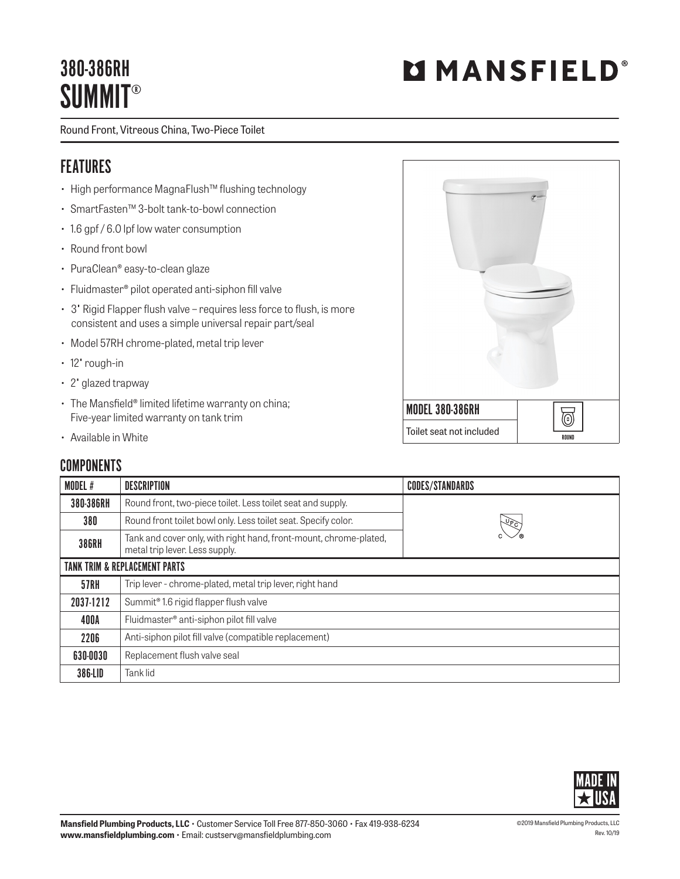# 380-386RH
# SUMMIT®

**MANSFIELD®**

Round Front, Vitreous China, Two-Piece Toilet

## FEATURES

- High performance MagnaFlush™ flushing technology
- SmartFasten™ 3-bolt tank-to-bowl connection
- 1.6 gpf / 6.0 lpf low water consumption
- Round front bowl
- PuraClean® easy-to-clean glaze
- Fluidmaster® pilot operated anti-siphon fill valve
- 3" Rigid Flapper flush valve – requires less force to flush, is more consistent and uses a simple universal repair part/seal
- Model 57RH chrome-plated, metal trip lever
- 12" rough-in
- 2" glazed trapway
- The Mansfield® limited lifetime warranty on china; Five-year limited warranty on tank trim
- Available in White

**MODEL 380-386RH**

Toilet seat not included

ROUND

## COMPONENTS

| MODEL # | DESCRIPTION | CODES/STANDARDS |
|---|---|---|
| 380-386RH | Round front, two-piece toilet. Less toilet seat and supply. | cUPC® |
| 380 | Round front toilet bowl only. Less toilet seat. Specify color. | |
| 386RH | Tank and cover only, with right hand, front-mount, chrome-plated, metal trip lever. Less supply. | |
| **TANK TRIM & REPLACEMENT PARTS** | | |
| 57RH | Trip lever - chrome-plated, metal trip lever, right hand | |
| 2037-1212 | Summit® 1.6 rigid flapper flush valve | |
| 400A | Fluidmaster® anti-siphon pilot fill valve | |
| 2206 | Anti-siphon pilot fill valve (compatible replacement) | |
| 630-0030 | Replacement flush valve seal | |
| 386-LID | Tank lid | |

MADE IN USA

**Mansfield Plumbing Products, LLC** • Customer Service Toll Free 877-850-3060 • Fax 419-938-6234
**www.mansfieldplumbing.com** • Email: custserv@mansfieldplumbing.com

©2019 Mansfield Plumbing Products, LLC
Rev. 10/19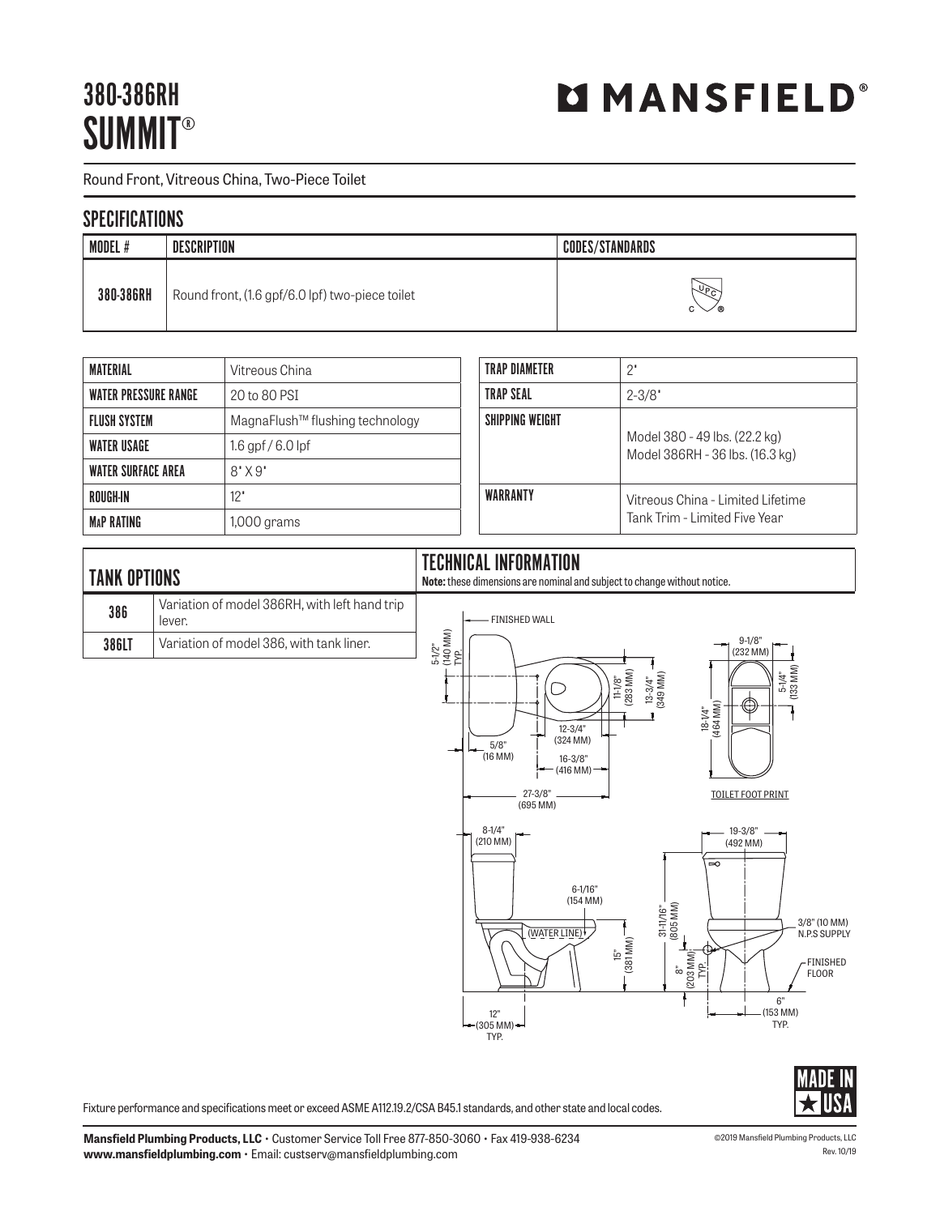# 380-386RH SUMMIT®

MANSFIELD®

Round Front, Vitreous China, Two-Piece Toilet

## SPECIFICATIONS

| MODEL # | DESCRIPTION | CODES/STANDARDS |
|---|---|---|
| 380-386RH | Round front, (1.6 gpf/6.0 lpf) two-piece toilet | UPC |

| | |
|---|---|
| MATERIAL | Vitreous China |
| WATER PRESSURE RANGE | 20 to 80 PSI |
| FLUSH SYSTEM | MagnaFlush™ flushing technology |
| WATER USAGE | 1.6 gpf / 6.0 lpf |
| WATER SURFACE AREA | 8" X 9" |
| ROUGH-IN | 12" |
| MaP RATING | 1,000 grams |

| | |
|---|---|
| TRAP DIAMETER | 2" |
| TRAP SEAL | 2-3/8" |
| SHIPPING WEIGHT | Model 380 - 49 lbs. (22.2 kg)<br>Model 386RH - 36 lbs. (16.3 kg) |
| WARRANTY | Vitreous China - Limited Lifetime<br>Tank Trim - Limited Five Year |

## TANK OPTIONS

| | |
|---|---|
| 386 | Variation of model 386RH, with left hand trip lever. |
| 386LT | Variation of model 386, with tank liner. |

## TECHNICAL INFORMATION

**Note:** these dimensions are nominal and subject to change without notice.

FINISHED WALL
5-1/2" (140 MM) TYP.
11-1/8" (283 MM)
13-3/4" (349 MM)
12-3/4" (324 MM)
5/8" (16 MM)
16-3/8" (416 MM)
27-3/8" (695 MM)
9-1/8" (232 MM)
5-1/4" (133 MM)
18-1/4" (464 MM)
TOILET FOOT PRINT
8-1/4" (210 MM)
6-1/16" (154 MM)
(WATER LINE)
15" (381 MM)
31-11/16" (805 MM)
12" (305 MM) TYP.
19-3/8" (492 MM)
3/8" (10 MM) N.P.S SUPPLY
8" (203 MM) TYP.
FINISHED FLOOR
6" (153 MM) TYP.

Fixture performance and specifications meet or exceed ASME A112.19.2/CSA B45.1 standards, and other state and local codes.

MADE IN USA

**Mansfield Plumbing Products, LLC** • Customer Service Toll Free 877-850-3060 • Fax 419-938-6234
**www.mansfieldplumbing.com** • Email: custserv@mansfieldplumbing.com

©2019 Mansfield Plumbing Products, LLC
Rev. 10/19